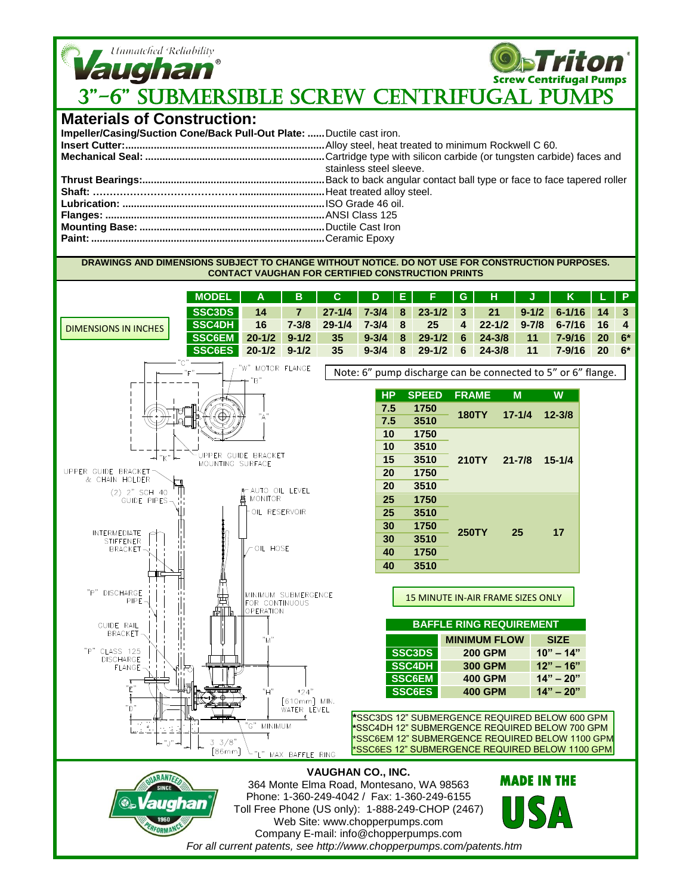# 3"-6" SUBMERSIBLE SCREW CENTRIFUGAL PUMPS

Unmatched Reliability — Vaughan® — Triton® Screw Centrifugal Pumps

## Materials of Construction:

**Impeller/Casing/Suction Cone/Back Pull-Out Plate:** ...... Ductile cast iron.
**Insert Cutter:** ...... Alloy steel, heat treated to minimum Rockwell C 60.
**Mechanical Seal:** ...... Cartridge type with silicon carbide (or tungsten carbide) faces and stainless steel sleeve.
**Thrust Bearings:** ...... Back to back angular contact ball type or face to face tapered roller
**Shaft:** ...... Heat treated alloy steel.
**Lubrication:** ...... ISO Grade 46 oil.
**Flanges:** ...... ANSI Class 125
**Mounting Base:** ...... Ductile Cast Iron
**Paint:** ...... Ceramic Epoxy

**DRAWINGS AND DIMENSIONS SUBJECT TO CHANGE WITHOUT NOTICE. DO NOT USE FOR CONSTRUCTION PURPOSES. CONTACT VAUGHAN FOR CERTIFIED CONSTRUCTION PRINTS**

DIMENSIONS IN INCHES

| MODEL | A | B | C | D | E | F | G | H | J | K | L | P |
|---|---|---|---|---|---|---|---|---|---|---|---|---|
| SSC3DS | 14 | 7 | 27-1/4 | 7-3/4 | 8 | 23-1/2 | 3 | 21 | 9-1/2 | 6-1/16 | 14 | 3 |
| SSC4DH | 16 | 7-3/8 | 29-1/4 | 7-3/4 | 8 | 25 | 4 | 22-1/2 | 9-7/8 | 6-7/16 | 16 | 4 |
| SSC6EM | 20-1/2 | 9-1/2 | 35 | 9-3/4 | 8 | 29-1/2 | 6 | 24-3/8 | 11 | 7-9/16 | 20 | 6* |
| SSC6ES | 20-1/2 | 9-1/2 | 35 | 9-3/4 | 8 | 29-1/2 | 6 | 24-3/8 | 11 | 7-9/16 | 20 | 6* |

Note: 6" pump discharge can be connected to 5" or 6" flange.

"C", "F", "W" MOTOR FLANGE, "B", "A", "K", UPPER GUIDE BRACKET MOUNTING SURFACE, UPPER GUIDE BRACKET & CHAIN HOLDER, (2) 2" SCH 40 GUIDE PIPES, AUTO OIL LEVEL MONITOR, OIL RESERVOIR, INTERMEDIATE STIFFENER BRACKET, OIL HOSE, "P" DISCHARGE PIPE, MINIMUM SUBMERGENCE FOR CONTINUOUS OPERATION, GUIDE RAIL BRACKET, "M", "P" CLASS 125 DISCHARGE FLANGE, "E", "H", *24" [610mm] MIN. WATER LEVEL, "D", "G" MINIMUM, "J", 3 3/8" [86mm], "L" MAX. BAFFLE RING

| HP | SPEED | FRAME | M | W |
|---|---|---|---|---|
| 7.5 | 1750 | 180TY | 17-1/4 | 12-3/8 |
| 7.5 | 3510 | | | |
| 10 | 1750 | 210TY | 21-7/8 | 15-1/4 |
| 10 | 3510 | | | |
| 15 | 3510 | | | |
| 20 | 1750 | | | |
| 20 | 3510 | | | |
| 25 | 1750 | 250TY | 25 | 17 |
| 25 | 3510 | | | |
| 30 | 1750 | | | |
| 30 | 3510 | | | |
| 40 | 1750 | | | |
| 40 | 3510 | | | |

15 MINUTE IN-AIR FRAME SIZES ONLY

| BAFFLE RING REQUIREMENT | | |
|---|---|---|
| | MINIMUM FLOW | SIZE |
| SSC3DS | 200 GPM | 10" – 14" |
| SSC4DH | 300 GPM | 12" – 16" |
| SSC6EM | 400 GPM | 14" – 20" |
| SSC6ES | 400 GPM | 14" – 20" |

*SSC3DS 12" SUBMERGENCE REQUIRED BELOW 600 GPM
*SSC4DH 12" SUBMERGENCE REQUIRED BELOW 700 GPM
*SSC6EM 12" SUBMERGENCE REQUIRED BELOW 1100 GPM
*SSC6ES 12" SUBMERGENCE REQUIRED BELOW 1100 GPM

**VAUGHAN CO., INC.**
364 Monte Elma Road, Montesano, WA 98563
Phone: 1-360-249-4042 / Fax: 1-360-249-6155
Toll Free Phone (US only): 1-888-249-CHOP (2467)
Web Site: www.chopperpumps.com
Company E-mail: info@chopperpumps.com

MADE IN THE USA

*For all current patents, see http://www.chopperpumps.com/patents.htm*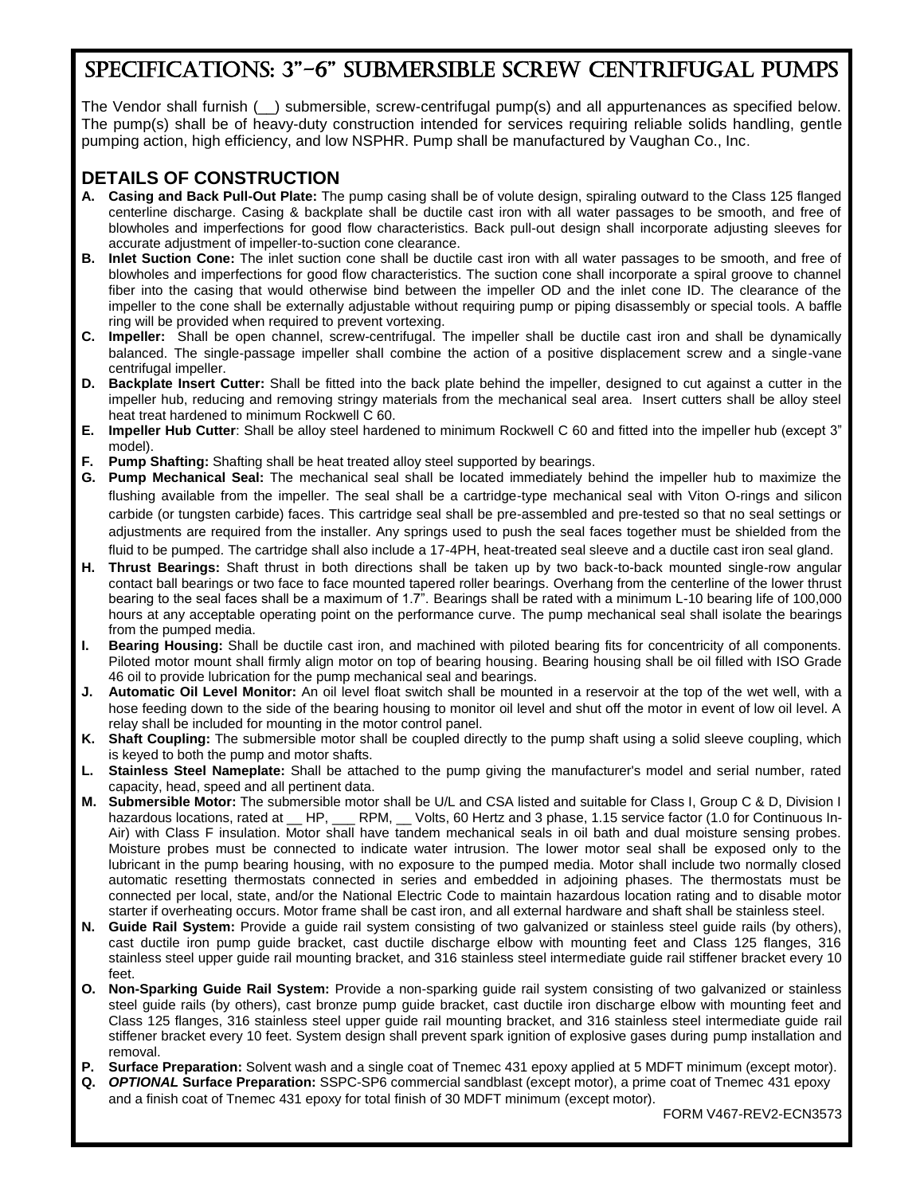# SPECIFICATIONS: 3"-6" SUBMERSIBLE SCREW CENTRIFUGAL PUMPS

The Vendor shall furnish (__) submersible, screw-centrifugal pump(s) and all appurtenances as specified below. The pump(s) shall be of heavy-duty construction intended for services requiring reliable solids handling, gentle pumping action, high efficiency, and low NSPHR. Pump shall be manufactured by Vaughan Co., Inc.

## DETAILS OF CONSTRUCTION

**A. Casing and Back Pull-Out Plate:** The pump casing shall be of volute design, spiraling outward to the Class 125 flanged centerline discharge. Casing & backplate shall be ductile cast iron with all water passages to be smooth, and free of blowholes and imperfections for good flow characteristics. Back pull-out design shall incorporate adjusting sleeves for accurate adjustment of impeller-to-suction cone clearance.

**B. Inlet Suction Cone:** The inlet suction cone shall be ductile cast iron with all water passages to be smooth, and free of blowholes and imperfections for good flow characteristics. The suction cone shall incorporate a spiral groove to channel fiber into the casing that would otherwise bind between the impeller OD and the inlet cone ID. The clearance of the impeller to the cone shall be externally adjustable without requiring pump or piping disassembly or special tools. A baffle ring will be provided when required to prevent vortexing.

**C. Impeller:** Shall be open channel, screw-centrifugal. The impeller shall be ductile cast iron and shall be dynamically balanced. The single-passage impeller shall combine the action of a positive displacement screw and a single-vane centrifugal impeller.

**D. Backplate Insert Cutter:** Shall be fitted into the back plate behind the impeller, designed to cut against a cutter in the impeller hub, reducing and removing stringy materials from the mechanical seal area. Insert cutters shall be alloy steel heat treat hardened to minimum Rockwell C 60.

**E. Impeller Hub Cutter**: Shall be alloy steel hardened to minimum Rockwell C 60 and fitted into the impeller hub (except 3" model).

**F. Pump Shafting:** Shafting shall be heat treated alloy steel supported by bearings.

**G. Pump Mechanical Seal:** The mechanical seal shall be located immediately behind the impeller hub to maximize the flushing available from the impeller. The seal shall be a cartridge-type mechanical seal with Viton O-rings and silicon carbide (or tungsten carbide) faces. This cartridge seal shall be pre-assembled and pre-tested so that no seal settings or adjustments are required from the installer. Any springs used to push the seal faces together must be shielded from the fluid to be pumped. The cartridge shall also include a 17-4PH, heat-treated seal sleeve and a ductile cast iron seal gland.

**H. Thrust Bearings:** Shaft thrust in both directions shall be taken up by two back-to-back mounted single-row angular contact ball bearings or two face to face mounted tapered roller bearings. Overhang from the centerline of the lower thrust bearing to the seal faces shall be a maximum of 1.7". Bearings shall be rated with a minimum L-10 bearing life of 100,000 hours at any acceptable operating point on the performance curve. The pump mechanical seal shall isolate the bearings from the pumped media.

**I. Bearing Housing:** Shall be ductile cast iron, and machined with piloted bearing fits for concentricity of all components. Piloted motor mount shall firmly align motor on top of bearing housing. Bearing housing shall be oil filled with ISO Grade 46 oil to provide lubrication for the pump mechanical seal and bearings.

**J. Automatic Oil Level Monitor:** An oil level float switch shall be mounted in a reservoir at the top of the wet well, with a hose feeding down to the side of the bearing housing to monitor oil level and shut off the motor in event of low oil level. A relay shall be included for mounting in the motor control panel.

**K. Shaft Coupling:** The submersible motor shall be coupled directly to the pump shaft using a solid sleeve coupling, which is keyed to both the pump and motor shafts.

**L. Stainless Steel Nameplate:** Shall be attached to the pump giving the manufacturer's model and serial number, rated capacity, head, speed and all pertinent data.

**M. Submersible Motor:** The submersible motor shall be U/L and CSA listed and suitable for Class I, Group C & D, Division I hazardous locations, rated at __ HP, ___ RPM, __ Volts, 60 Hertz and 3 phase, 1.15 service factor (1.0 for Continuous In-Air) with Class F insulation. Motor shall have tandem mechanical seals in oil bath and dual moisture sensing probes. Moisture probes must be connected to indicate water intrusion. The lower motor seal shall be exposed only to the lubricant in the pump bearing housing, with no exposure to the pumped media. Motor shall include two normally closed automatic resetting thermostats connected in series and embedded in adjoining phases. The thermostats must be connected per local, state, and/or the National Electric Code to maintain hazardous location rating and to disable motor starter if overheating occurs. Motor frame shall be cast iron, and all external hardware and shaft shall be stainless steel.

**N. Guide Rail System:** Provide a guide rail system consisting of two galvanized or stainless steel guide rails (by others), cast ductile iron pump guide bracket, cast ductile discharge elbow with mounting feet and Class 125 flanges, 316 stainless steel upper guide rail mounting bracket, and 316 stainless steel intermediate guide rail stiffener bracket every 10 feet.

**O. Non-Sparking Guide Rail System:** Provide a non-sparking guide rail system consisting of two galvanized or stainless steel guide rails (by others), cast bronze pump guide bracket, cast ductile iron discharge elbow with mounting feet and Class 125 flanges, 316 stainless steel upper guide rail mounting bracket, and 316 stainless steel intermediate guide rail stiffener bracket every 10 feet. System design shall prevent spark ignition of explosive gases during pump installation and removal.

**P. Surface Preparation:** Solvent wash and a single coat of Tnemec 431 epoxy applied at 5 MDFT minimum (except motor).

**Q. *OPTIONAL* Surface Preparation:** SSPC-SP6 commercial sandblast (except motor), a prime coat of Tnemec 431 epoxy and a finish coat of Tnemec 431 epoxy for total finish of 30 MDFT minimum (except motor).

FORM V467-REV2-ECN3573